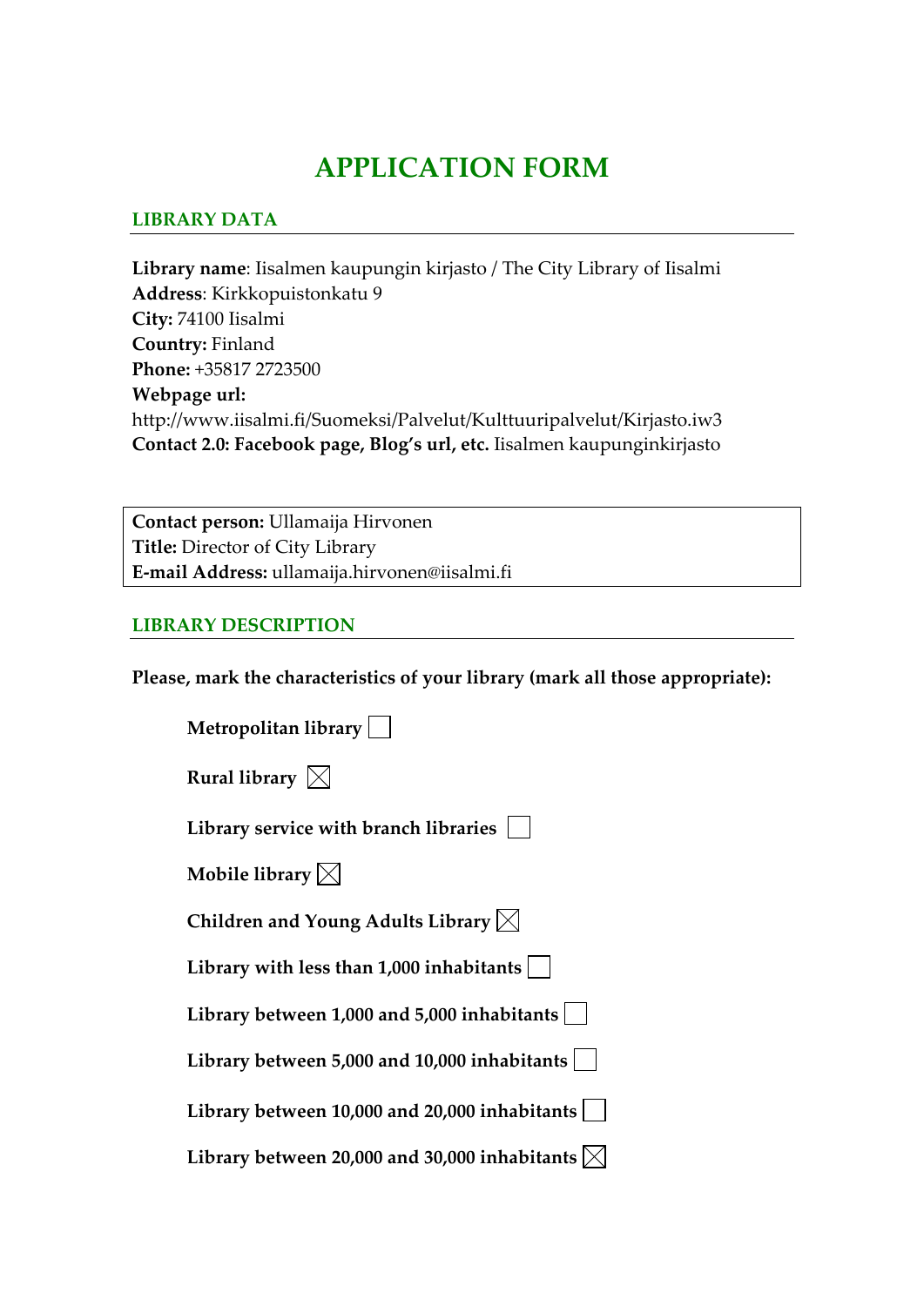# APPLICATION FORM

## LIBRARY DATA

**Library name**: Iisalmen kaupungin kirjasto / The City Library of Iisalmi
**Address**: Kirkkopuistonkatu 9
**City:** 74100 Iisalmi
**Country:** Finland
**Phone:** +35817 2723500
**Webpage url:**
http://www.iisalmi.fi/Suomeksi/Palvelut/Kulttuuripalvelut/Kirjasto.iw3
**Contact 2.0: Facebook page, Blog's url, etc.** Iisalmen kaupunginkirjasto

**Contact person:** Ullamaija Hirvonen
**Title:** Director of City Library
**E-mail Address:** ullamaija.hirvonen@iisalmi.fi

## LIBRARY DESCRIPTION

**Please, mark the characteristics of your library (mark all those appropriate):**

- **Metropolitan library** ☐
- **Rural library** ☒
- **Library service with branch libraries** ☐
- **Mobile library** ☒
- **Children and Young Adults Library** ☒
- **Library with less than 1,000 inhabitants** ☐
- **Library between 1,000 and 5,000 inhabitants** ☐
- **Library between 5,000 and 10,000 inhabitants** ☐
- **Library between 10,000 and 20,000 inhabitants** ☐
- **Library between 20,000 and 30,000 inhabitants** ☒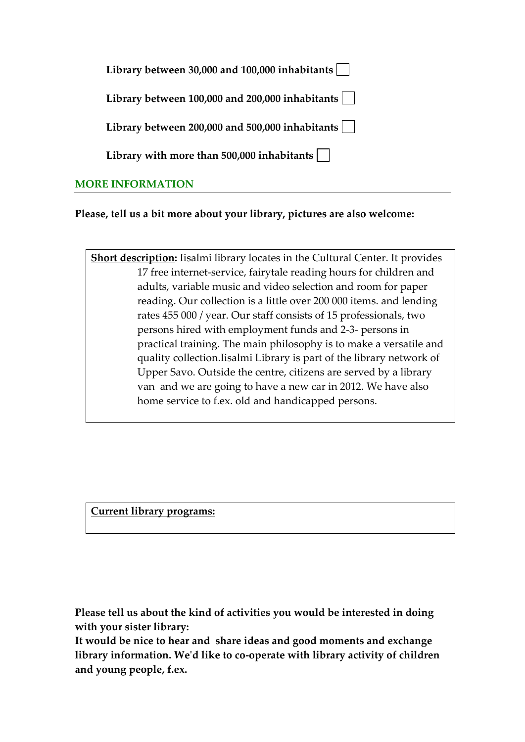**Library between 30,000 and 100,000 inhabitants** ☐

**Library between 100,000 and 200,000 inhabitants** ☐

**Library between 200,000 and 500,000 inhabitants** ☐

**Library with more than 500,000 inhabitants** ☐

## MORE INFORMATION

**Please, tell us a bit more about your library, pictures are also welcome:**

**Short description:** Iisalmi library locates in the Cultural Center. It provides 17 free internet-service, fairytale reading hours for children and adults, variable music and video selection and room for paper reading. Our collection is a little over 200 000 items. and lending rates 455 000 / year. Our staff consists of 15 professionals, two persons hired with employment funds and 2-3- persons in practical training. The main philosophy is to make a versatile and quality collection.Iisalmi Library is part of the library network of Upper Savo. Outside the centre, citizens are served by a library van and we are going to have a new car in 2012. We have also home service to f.ex. old and handicapped persons.

**Current library programs:**

**Please tell us about the kind of activities you would be interested in doing with your sister library:**

**It would be nice to hear and share ideas and good moments and exchange library information. We'd like to co-operate with library activity of children and young people, f.ex.**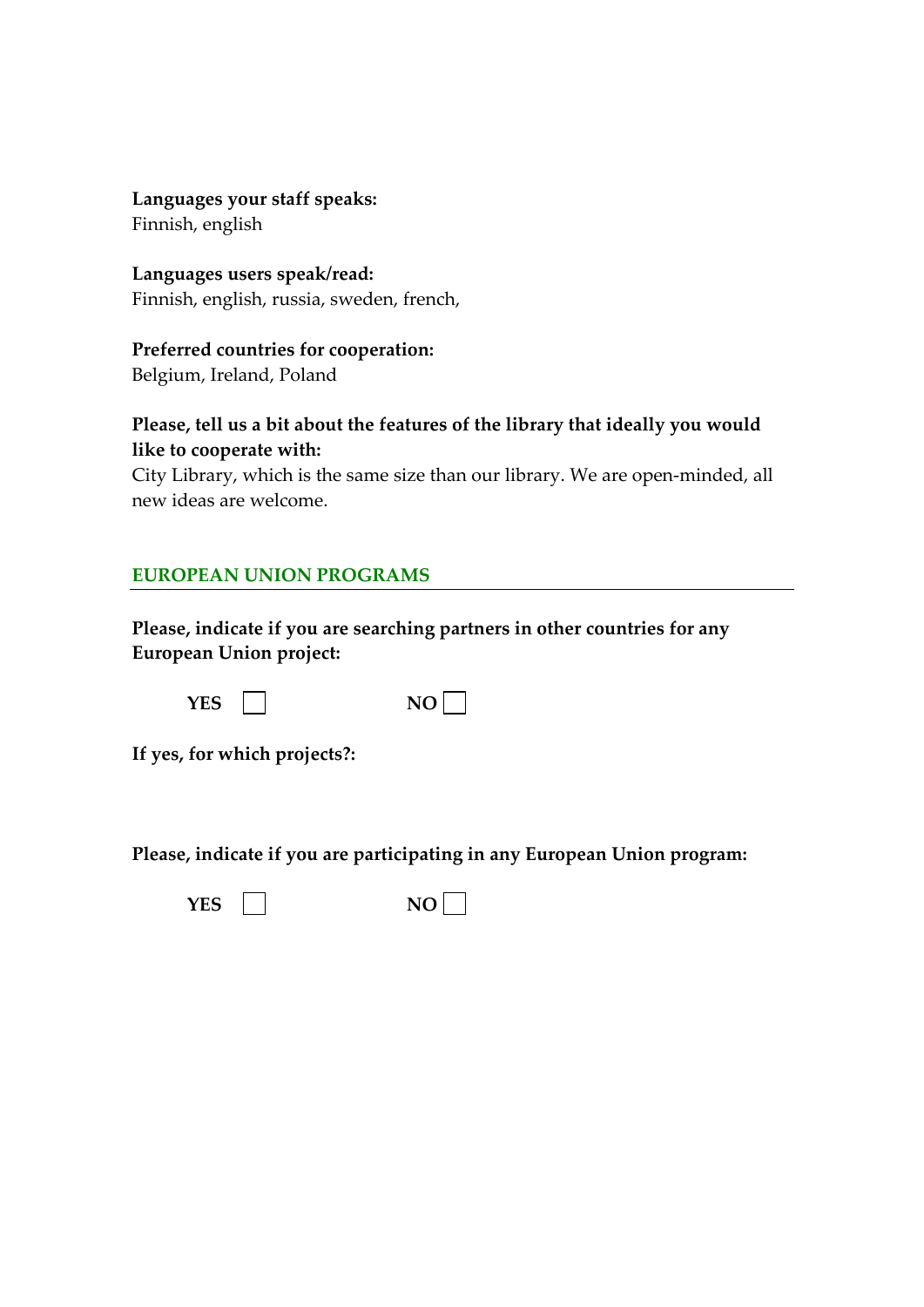**Languages your staff speaks:**
Finnish, english

**Languages users speak/read:**
Finnish, english, russia, sweden, french,

**Preferred countries for cooperation:**
Belgium, Ireland, Poland

**Please, tell us a bit about the features of the library that ideally you would like to cooperate with:**
City Library, which is the same size than our library. We are open-minded, all new ideas are welcome.

## EUROPEAN UNION PROGRAMS

**Please, indicate if you are searching partners in other countries for any European Union project:**

**YES** ☐ **NO** ☐

**If yes, for which projects?:**

**Please, indicate if you are participating in any European Union program:**

**YES** ☐ **NO** ☐